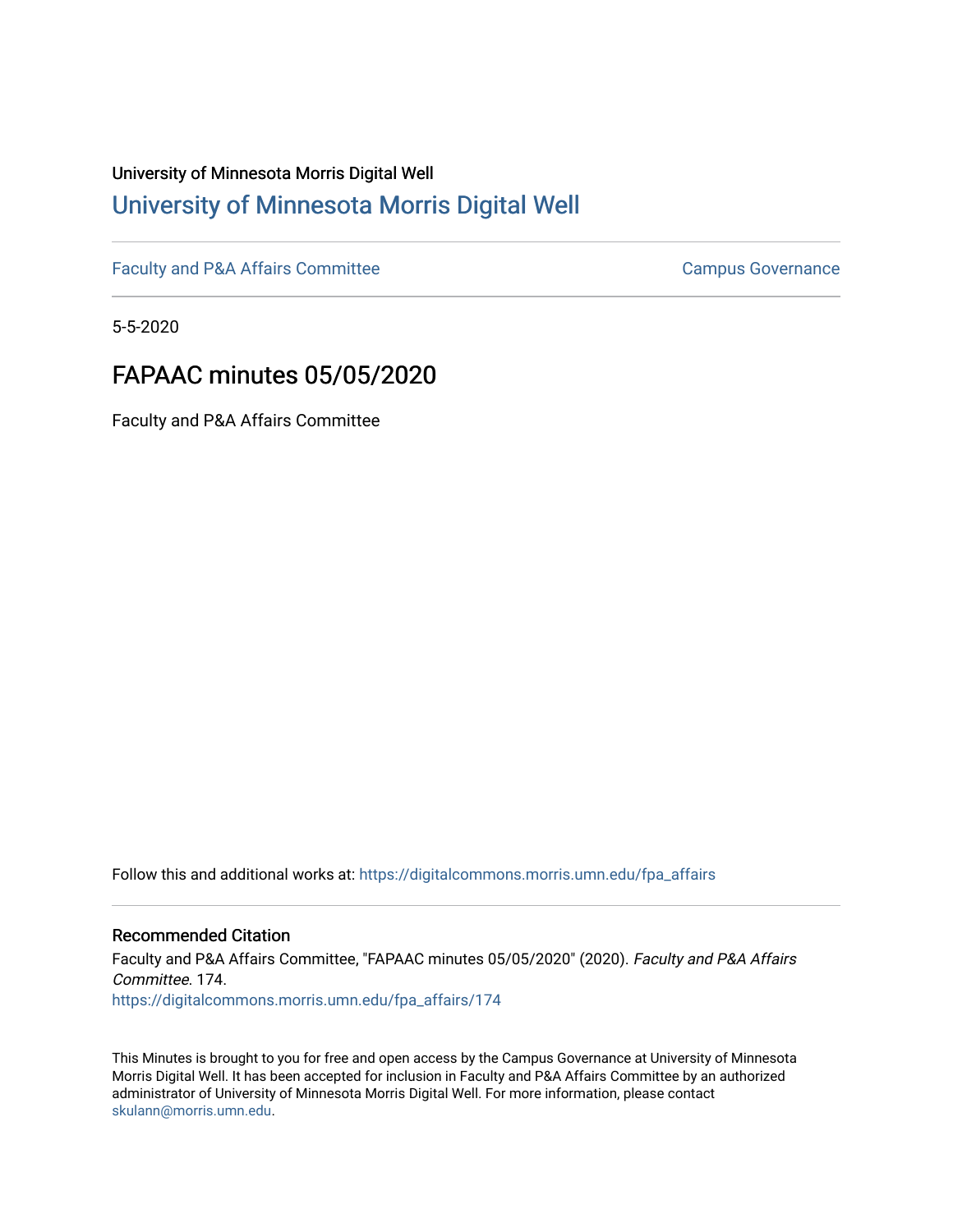University of Minnesota Morris Digital Well

# University of Minnesota Morris Digital Well

Faculty and P&A Affairs Committee | Campus Governance

5-5-2020

## FAPAAC minutes 05/05/2020

Faculty and P&A Affairs Committee

Follow this and additional works at: https://digitalcommons.morris.umn.edu/fpa_affairs

### Recommended Citation

Faculty and P&A Affairs Committee, "FAPAAC minutes 05/05/2020" (2020). *Faculty and P&A Affairs Committee*. 174.
https://digitalcommons.morris.umn.edu/fpa_affairs/174

This Minutes is brought to you for free and open access by the Campus Governance at University of Minnesota Morris Digital Well. It has been accepted for inclusion in Faculty and P&A Affairs Committee by an authorized administrator of University of Minnesota Morris Digital Well. For more information, please contact skulann@morris.umn.edu.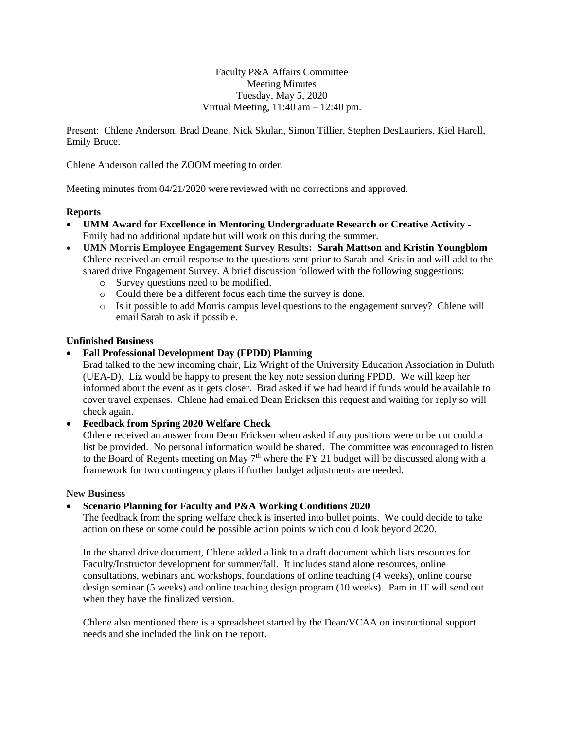Faculty P&A Affairs Committee
Meeting Minutes
Tuesday, May 5, 2020
Virtual Meeting, 11:40 am – 12:40 pm.

Present: Chlene Anderson, Brad Deane, Nick Skulan, Simon Tillier, Stephen DesLauriers, Kiel Harell, Emily Bruce.

Chlene Anderson called the ZOOM meeting to order.

Meeting minutes from 04/21/2020 were reviewed with no corrections and approved.

**Reports**

- **UMM Award for Excellence in Mentoring Undergraduate Research or Creative Activity -** Emily had no additional update but will work on this during the summer.
- **UMN Morris Employee Engagement Survey Results: Sarah Mattson and Kristin Youngblom** Chlene received an email response to the questions sent prior to Sarah and Kristin and will add to the shared drive Engagement Survey. A brief discussion followed with the following suggestions:
  - Survey questions need to be modified.
  - Could there be a different focus each time the survey is done.
  - Is it possible to add Morris campus level questions to the engagement survey? Chlene will email Sarah to ask if possible.

**Unfinished Business**

- **Fall Professional Development Day (FPDD) Planning**
  Brad talked to the new incoming chair, Liz Wright of the University Education Association in Duluth (UEA-D). Liz would be happy to present the key note session during FPDD. We will keep her informed about the event as it gets closer. Brad asked if we had heard if funds would be available to cover travel expenses. Chlene had emailed Dean Ericksen this request and waiting for reply so will check again.
- **Feedback from Spring 2020 Welfare Check**
  Chlene received an answer from Dean Ericksen when asked if any positions were to be cut could a list be provided. No personal information would be shared. The committee was encouraged to listen to the Board of Regents meeting on May 7th where the FY 21 budget will be discussed along with a framework for two contingency plans if further budget adjustments are needed.

**New Business**

- **Scenario Planning for Faculty and P&A Working Conditions 2020**
  The feedback from the spring welfare check is inserted into bullet points. We could decide to take action on these or some could be possible action points which could look beyond 2020.

  In the shared drive document, Chlene added a link to a draft document which lists resources for Faculty/Instructor development for summer/fall. It includes stand alone resources, online consultations, webinars and workshops, foundations of online teaching (4 weeks), online course design seminar (5 weeks) and online teaching design program (10 weeks). Pam in IT will send out when they have the finalized version.

  Chlene also mentioned there is a spreadsheet started by the Dean/VCAA on instructional support needs and she included the link on the report.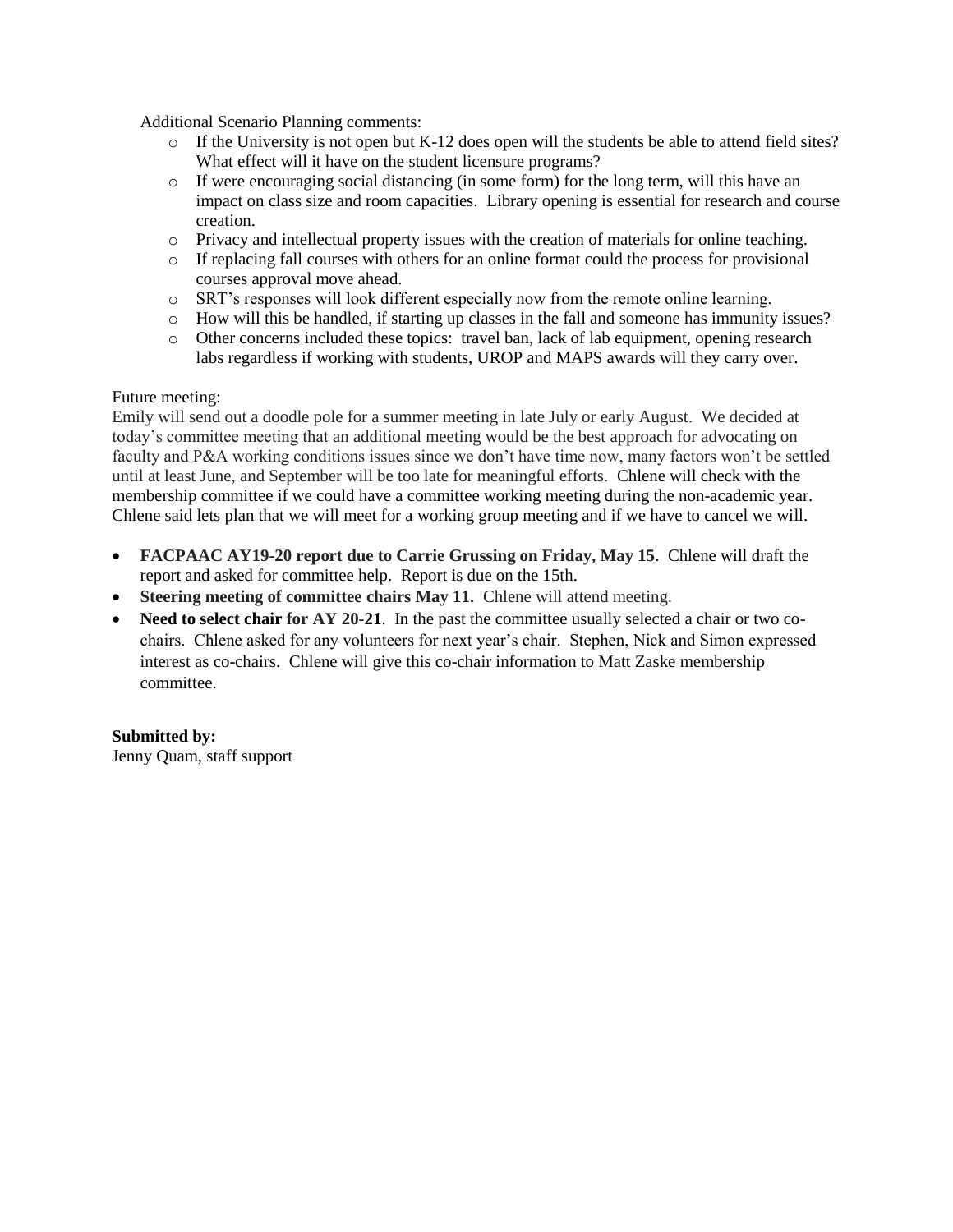Additional Scenario Planning comments:

- If the University is not open but K-12 does open will the students be able to attend field sites? What effect will it have on the student licensure programs?
- If were encouraging social distancing (in some form) for the long term, will this have an impact on class size and room capacities. Library opening is essential for research and course creation.
- Privacy and intellectual property issues with the creation of materials for online teaching.
- If replacing fall courses with others for an online format could the process for provisional courses approval move ahead.
- SRT's responses will look different especially now from the remote online learning.
- How will this be handled, if starting up classes in the fall and someone has immunity issues?
- Other concerns included these topics: travel ban, lack of lab equipment, opening research labs regardless if working with students, UROP and MAPS awards will they carry over.

Future meeting:
Emily will send out a doodle pole for a summer meeting in late July or early August. We decided at today's committee meeting that an additional meeting would be the best approach for advocating on faculty and P&A working conditions issues since we don't have time now, many factors won't be settled until at least June, and September will be too late for meaningful efforts. Chlene will check with the membership committee if we could have a committee working meeting during the non-academic year. Chlene said lets plan that we will meet for a working group meeting and if we have to cancel we will.

- **FACPAAC AY19-20 report due to Carrie Grussing on Friday, May 15.** Chlene will draft the report and asked for committee help. Report is due on the 15th.
- **Steering meeting of committee chairs May 11.** Chlene will attend meeting.
- **Need to select chair for AY 20-21**. In the past the committee usually selected a chair or two co-chairs. Chlene asked for any volunteers for next year's chair. Stephen, Nick and Simon expressed interest as co-chairs. Chlene will give this co-chair information to Matt Zaske membership committee.

**Submitted by:**
Jenny Quam, staff support